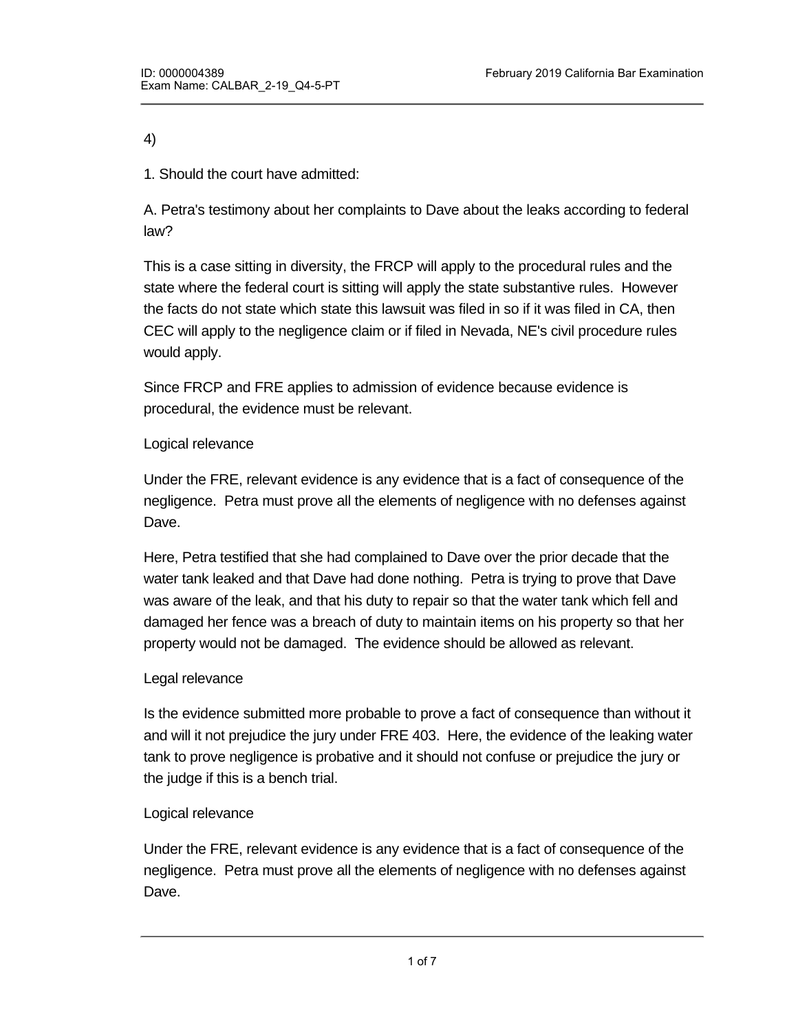4)

1. Should the court have admitted:

A. Petra's testimony about her complaints to Dave about the leaks according to federal law?

This is a case sitting in diversity, the FRCP will apply to the procedural rules and the state where the federal court is sitting will apply the state substantive rules. However the facts do not state which state this lawsuit was filed in so if it was filed in CA, then CEC will apply to the negligence claim or if filed in Nevada, NE's civil procedure rules would apply.

Since FRCP and FRE applies to admission of evidence because evidence is procedural, the evidence must be relevant.

Logical relevance

Under the FRE, relevant evidence is any evidence that is a fact of consequence of the negligence. Petra must prove all the elements of negligence with no defenses against Dave.

Here, Petra testified that she had complained to Dave over the prior decade that the water tank leaked and that Dave had done nothing. Petra is trying to prove that Dave was aware of the leak, and that his duty to repair so that the water tank which fell and damaged her fence was a breach of duty to maintain items on his property so that her property would not be damaged. The evidence should be allowed as relevant.

Legal relevance

Is the evidence submitted more probable to prove a fact of consequence than without it and will it not prejudice the jury under FRE 403. Here, the evidence of the leaking water tank to prove negligence is probative and it should not confuse or prejudice the jury or the judge if this is a bench trial.

Logical relevance

Under the FRE, relevant evidence is any evidence that is a fact of consequence of the negligence. Petra must prove all the elements of negligence with no defenses against Dave.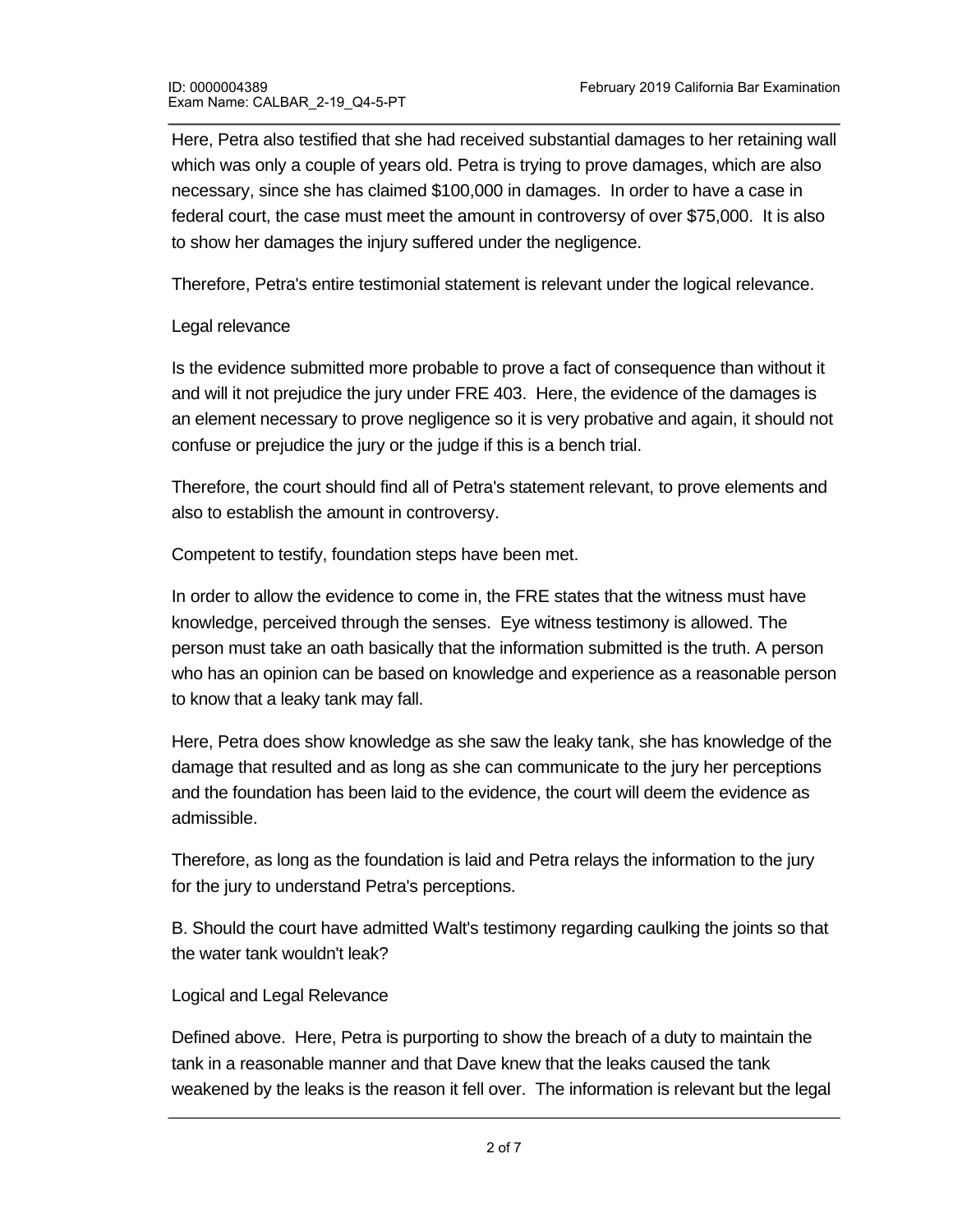Here, Petra also testified that she had received substantial damages to her retaining wall which was only a couple of years old. Petra is trying to prove damages, which are also necessary, since she has claimed $100,000 in damages.  In order to have a case in federal court, the case must meet the amount in controversy of over $75,000.  It is also to show her damages the injury suffered under the negligence.

Therefore, Petra's entire testimonial statement is relevant under the logical relevance.

Legal relevance

Is the evidence submitted more probable to prove a fact of consequence than without it and will it not prejudice the jury under FRE 403.  Here, the evidence of the damages is an element necessary to prove negligence so it is very probative and again, it should not confuse or prejudice the jury or the judge if this is a bench trial.

Therefore, the court should find all of Petra's statement relevant, to prove elements and also to establish the amount in controversy.

Competent to testify, foundation steps have been met.

In order to allow the evidence to come in, the FRE states that the witness must have knowledge, perceived through the senses.  Eye witness testimony is allowed. The person must take an oath basically that the information submitted is the truth. A person who has an opinion can be based on knowledge and experience as a reasonable person to know that a leaky tank may fall.

Here, Petra does show knowledge as she saw the leaky tank, she has knowledge of the damage that resulted and as long as she can communicate to the jury her perceptions and the foundation has been laid to the evidence, the court will deem the evidence as admissible.

Therefore, as long as the foundation is laid and Petra relays the information to the jury for the jury to understand Petra's perceptions.

B. Should the court have admitted Walt's testimony regarding caulking the joints so that the water tank wouldn't leak?

Logical and Legal Relevance

Defined above.  Here, Petra is purporting to show the breach of a duty to maintain the tank in a reasonable manner and that Dave knew that the leaks caused the tank weakened by the leaks is the reason it fell over.  The information is relevant but the legal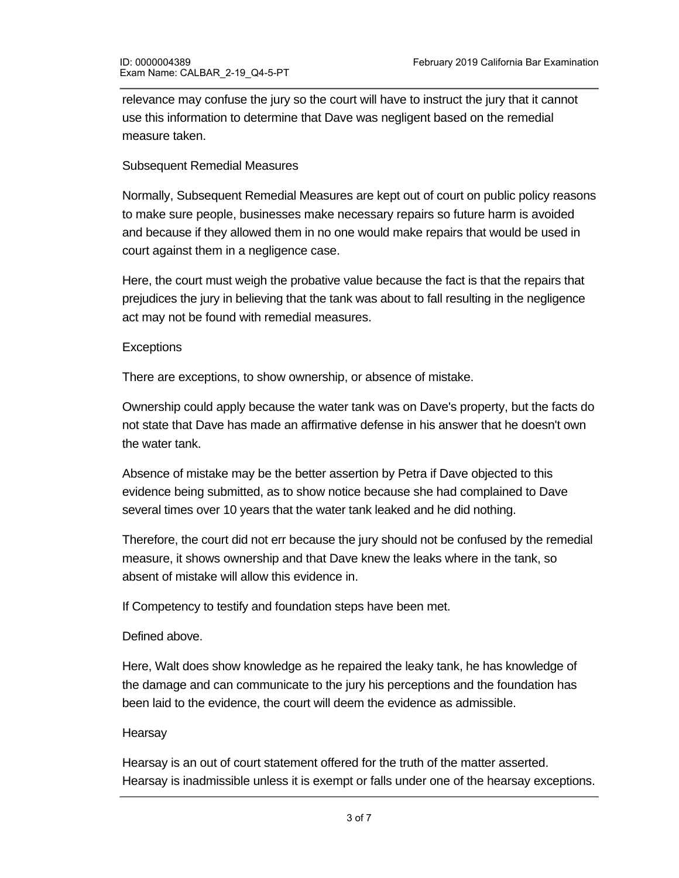relevance may confuse the jury so the court will have to instruct the jury that it cannot use this information to determine that Dave was negligent based on the remedial measure taken.

Subsequent Remedial Measures

Normally, Subsequent Remedial Measures are kept out of court on public policy reasons to make sure people, businesses make necessary repairs so future harm is avoided and because if they allowed them in no one would make repairs that would be used in court against them in a negligence case.

Here, the court must weigh the probative value because the fact is that the repairs that prejudices the jury in believing that the tank was about to fall resulting in the negligence act may not be found with remedial measures.

Exceptions

There are exceptions, to show ownership, or absence of mistake.

Ownership could apply because the water tank was on Dave's property, but the facts do not state that Dave has made an affirmative defense in his answer that he doesn't own the water tank.

Absence of mistake may be the better assertion by Petra if Dave objected to this evidence being submitted, as to show notice because she had complained to Dave several times over 10 years that the water tank leaked and he did nothing.

Therefore, the court did not err because the jury should not be confused by the remedial measure, it shows ownership and that Dave knew the leaks where in the tank, so absent of mistake will allow this evidence in.

If Competency to testify and foundation steps have been met.

Defined above.

Here, Walt does show knowledge as he repaired the leaky tank, he has knowledge of the damage and can communicate to the jury his perceptions and the foundation has been laid to the evidence, the court will deem the evidence as admissible.

Hearsay

Hearsay is an out of court statement offered for the truth of the matter asserted. Hearsay is inadmissible unless it is exempt or falls under one of the hearsay exceptions.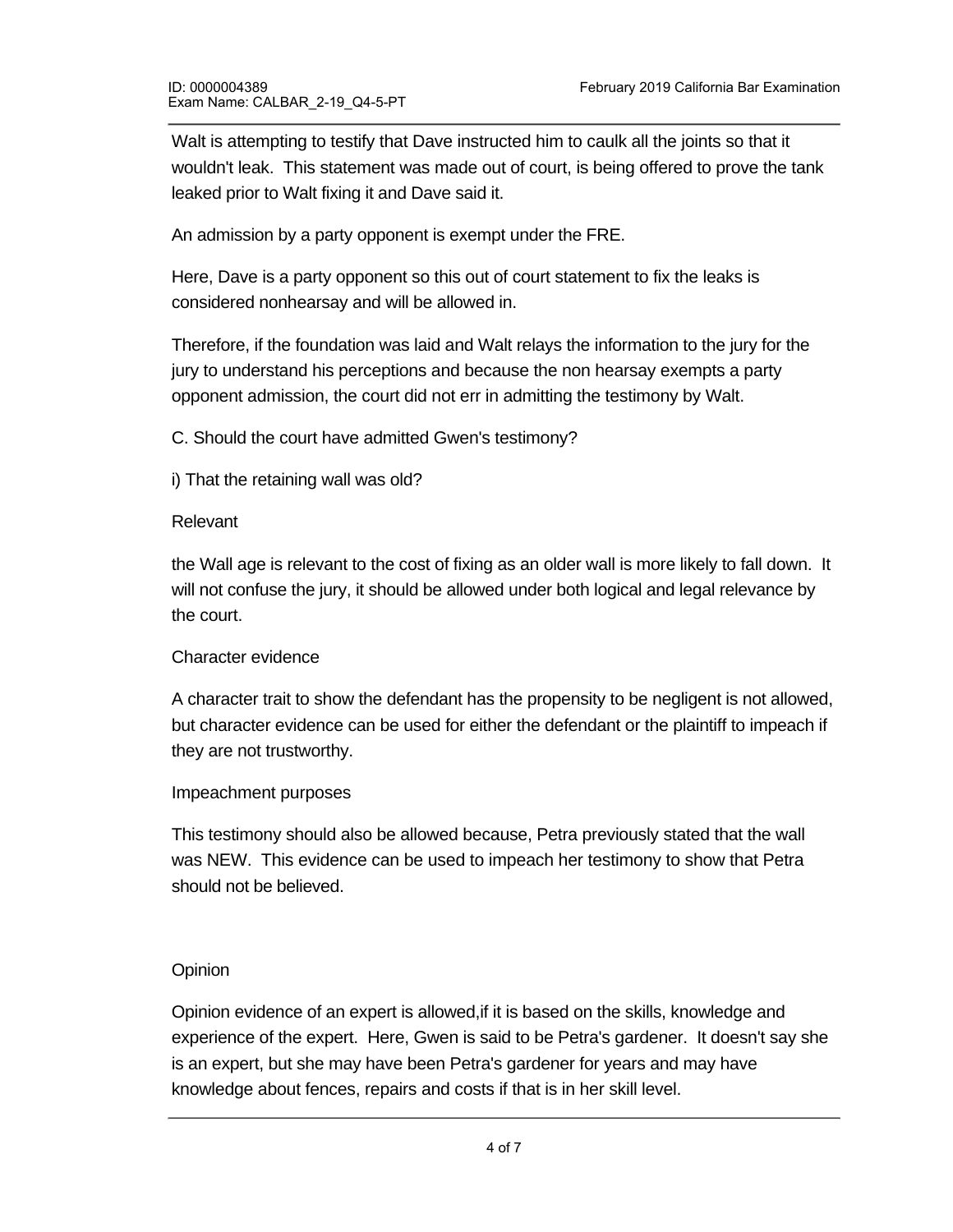Walt is attempting to testify that Dave instructed him to caulk all the joints so that it wouldn't leak. This statement was made out of court, is being offered to prove the tank leaked prior to Walt fixing it and Dave said it.

An admission by a party opponent is exempt under the FRE.

Here, Dave is a party opponent so this out of court statement to fix the leaks is considered nonhearsay and will be allowed in.

Therefore, if the foundation was laid and Walt relays the information to the jury for the jury to understand his perceptions and because the non hearsay exempts a party opponent admission, the court did not err in admitting the testimony by Walt.

C. Should the court have admitted Gwen's testimony?

i) That the retaining wall was old?

Relevant

the Wall age is relevant to the cost of fixing as an older wall is more likely to fall down. It will not confuse the jury, it should be allowed under both logical and legal relevance by the court.

Character evidence

A character trait to show the defendant has the propensity to be negligent is not allowed, but character evidence can be used for either the defendant or the plaintiff to impeach if they are not trustworthy.

Impeachment purposes

This testimony should also be allowed because, Petra previously stated that the wall was NEW. This evidence can be used to impeach her testimony to show that Petra should not be believed.

Opinion

Opinion evidence of an expert is allowed,if it is based on the skills, knowledge and experience of the expert. Here, Gwen is said to be Petra's gardener. It doesn't say she is an expert, but she may have been Petra's gardener for years and may have knowledge about fences, repairs and costs if that is in her skill level.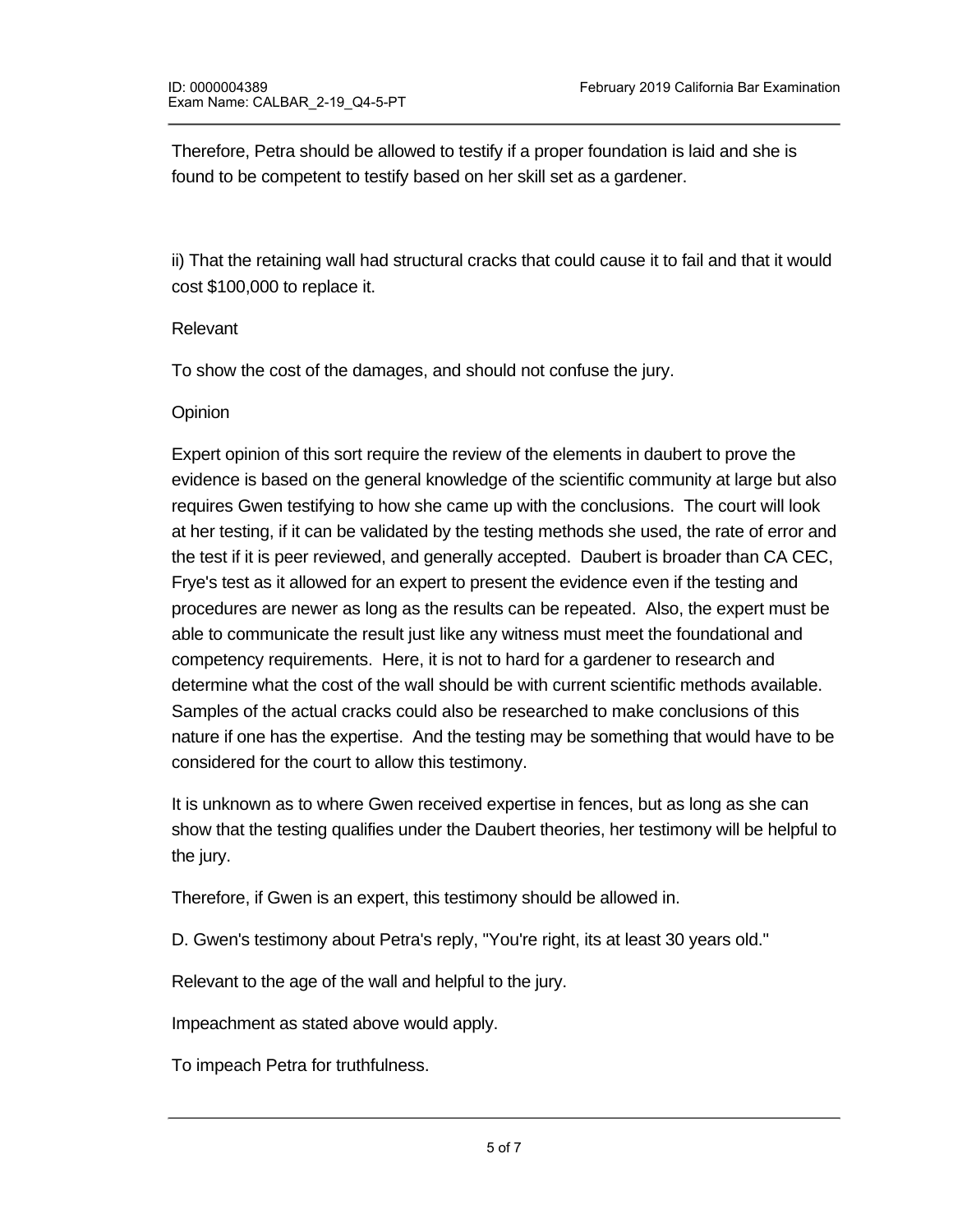Therefore, Petra should be allowed to testify if a proper foundation is laid and she is found to be competent to testify based on her skill set as a gardener.

ii) That the retaining wall had structural cracks that could cause it to fail and that it would cost $100,000 to replace it.

Relevant

To show the cost of the damages, and should not confuse the jury.

Opinion

Expert opinion of this sort require the review of the elements in daubert to prove the evidence is based on the general knowledge of the scientific community at large but also requires Gwen testifying to how she came up with the conclusions. The court will look at her testing, if it can be validated by the testing methods she used, the rate of error and the test if it is peer reviewed, and generally accepted. Daubert is broader than CA CEC, Frye's test as it allowed for an expert to present the evidence even if the testing and procedures are newer as long as the results can be repeated. Also, the expert must be able to communicate the result just like any witness must meet the foundational and competency requirements. Here, it is not to hard for a gardener to research and determine what the cost of the wall should be with current scientific methods available. Samples of the actual cracks could also be researched to make conclusions of this nature if one has the expertise. And the testing may be something that would have to be considered for the court to allow this testimony.

It is unknown as to where Gwen received expertise in fences, but as long as she can show that the testing qualifies under the Daubert theories, her testimony will be helpful to the jury.

Therefore, if Gwen is an expert, this testimony should be allowed in.

D. Gwen's testimony about Petra's reply, "You're right, its at least 30 years old."

Relevant to the age of the wall and helpful to the jury.

Impeachment as stated above would apply.

To impeach Petra for truthfulness.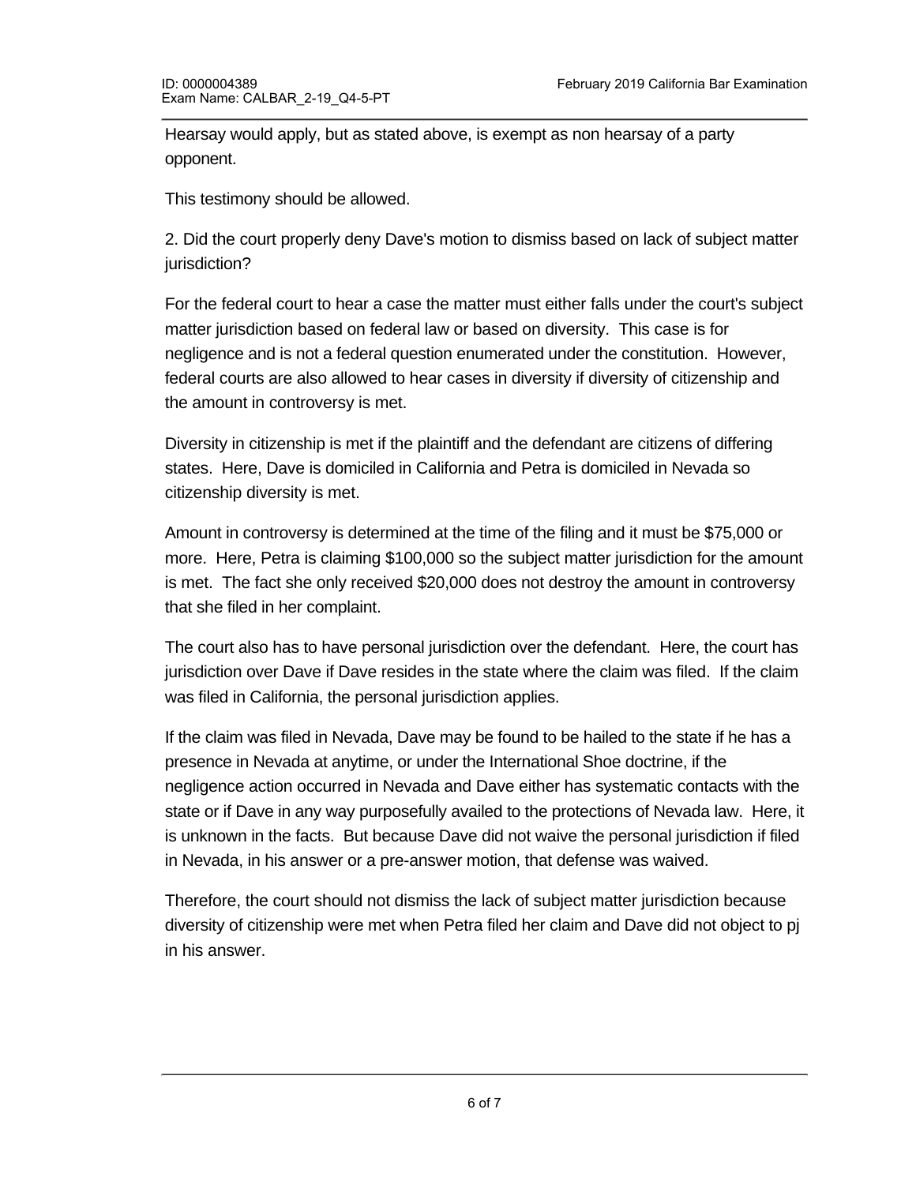Hearsay would apply, but as stated above, is exempt as non hearsay of a party opponent.

This testimony should be allowed.

2. Did the court properly deny Dave's motion to dismiss based on lack of subject matter jurisdiction?

For the federal court to hear a case the matter must either falls under the court's subject matter jurisdiction based on federal law or based on diversity. This case is for negligence and is not a federal question enumerated under the constitution. However, federal courts are also allowed to hear cases in diversity if diversity of citizenship and the amount in controversy is met.

Diversity in citizenship is met if the plaintiff and the defendant are citizens of differing states. Here, Dave is domiciled in California and Petra is domiciled in Nevada so citizenship diversity is met.

Amount in controversy is determined at the time of the filing and it must be $75,000 or more. Here, Petra is claiming $100,000 so the subject matter jurisdiction for the amount is met. The fact she only received $20,000 does not destroy the amount in controversy that she filed in her complaint.

The court also has to have personal jurisdiction over the defendant. Here, the court has jurisdiction over Dave if Dave resides in the state where the claim was filed. If the claim was filed in California, the personal jurisdiction applies.

If the claim was filed in Nevada, Dave may be found to be hailed to the state if he has a presence in Nevada at anytime, or under the International Shoe doctrine, if the negligence action occurred in Nevada and Dave either has systematic contacts with the state or if Dave in any way purposefully availed to the protections of Nevada law. Here, it is unknown in the facts. But because Dave did not waive the personal jurisdiction if filed in Nevada, in his answer or a pre-answer motion, that defense was waived.

Therefore, the court should not dismiss the lack of subject matter jurisdiction because diversity of citizenship were met when Petra filed her claim and Dave did not object to pj in his answer.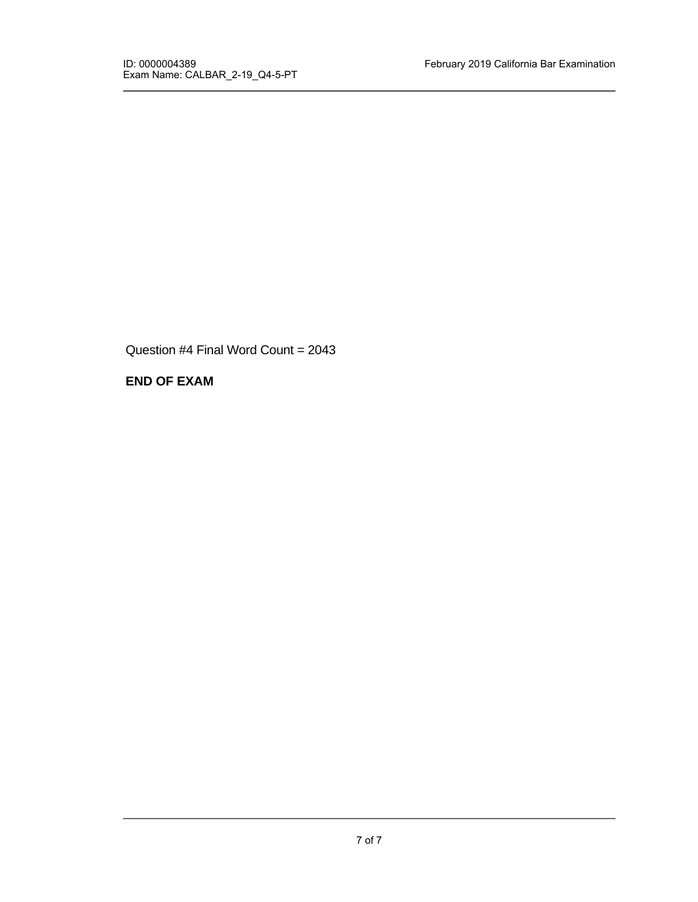Question #4 Final Word Count = 2043

**END OF EXAM**